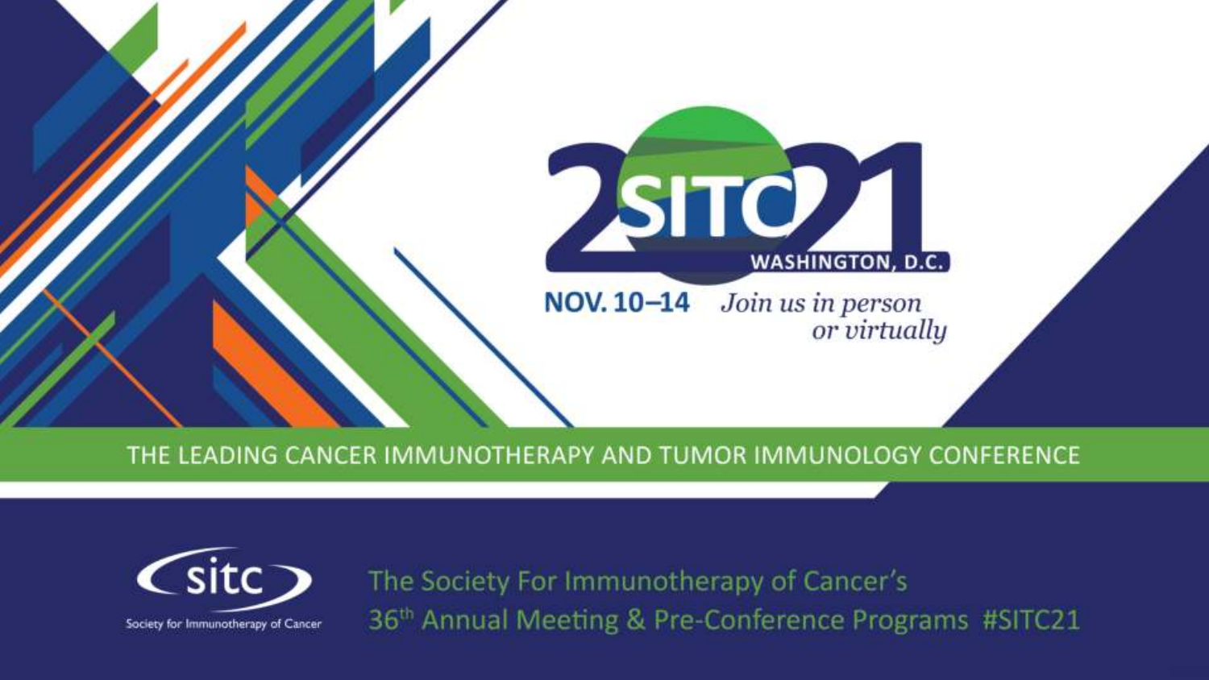# SITC 2021

WASHINGTON, D.C.

NOV. 10–14 *Join us in person or virtually*

THE LEADING CANCER IMMUNOTHERAPY AND TUMOR IMMUNOLOGY CONFERENCE

sitc — Society for Immunotherapy of Cancer

The Society For Immunotherapy of Cancer's 36th Annual Meeting & Pre-Conference Programs #SITC21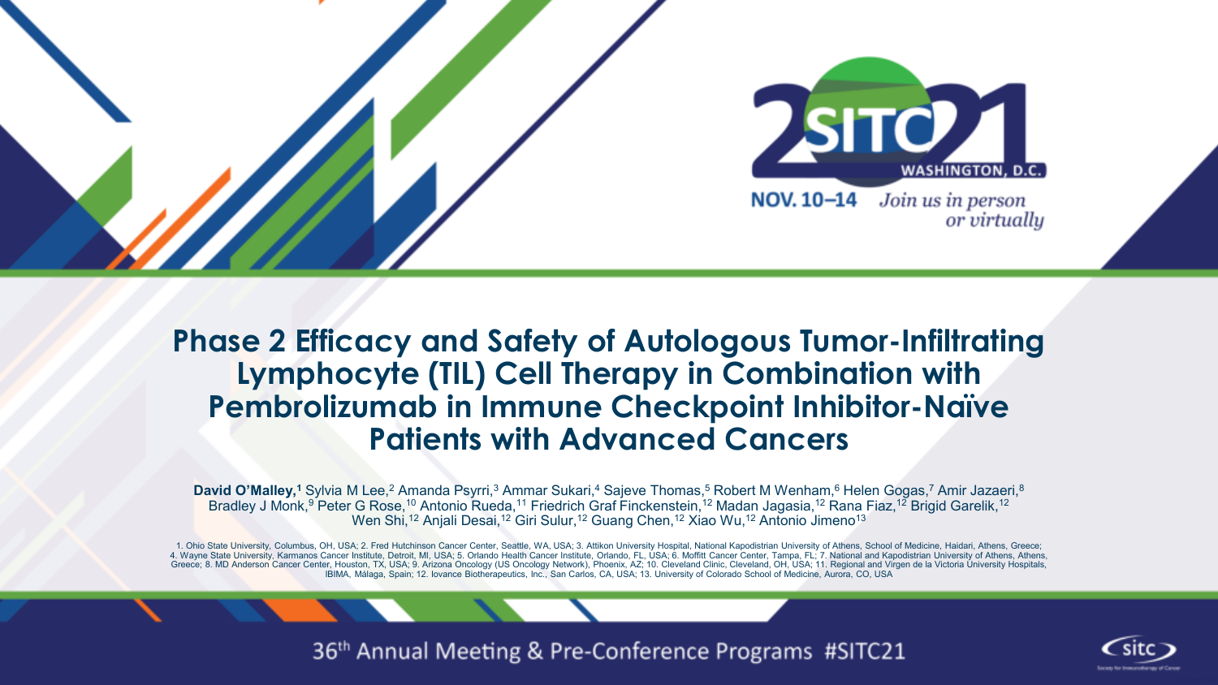# Phase 2 Efficacy and Safety of Autologous Tumor-Infiltrating Lymphocyte (TIL) Cell Therapy in Combination with Pembrolizumab in Immune Checkpoint Inhibitor-Naïve Patients with Advanced Cancers

**David O'Malley,**[1] Sylvia M Lee,[2] Amanda Psyrri,[3] Ammar Sukari,[4] Sajeve Thomas,[5] Robert M Wenham,[6] Helen Gogas,[7] Amir Jazaeri,[8] Bradley J Monk,[9] Peter G Rose,[10] Antonio Rueda,[11] Friedrich Graf Finckenstein,[12] Madan Jagasia,[12] Rana Fiaz,[12] Brigid Garelik,[12] Wen Shi,[12] Anjali Desai,[12] Giri Sulur,[12] Guang Chen,[12] Xiao Wu,[12] Antonio Jimeno[13]

1. Ohio State University, Columbus, OH, USA; 2. Fred Hutchinson Cancer Center, Seattle, WA, USA; 3. Attikon University Hospital, National Kapodistrian University of Athens, School of Medicine, Haidari, Athens, Greece; 4. Wayne State University, Karmanos Cancer Institute, Detroit, MI, USA; 5. Orlando Health Cancer Institute, Orlando, FL, USA; 6. Moffitt Cancer Center, Tampa, FL; 7. National and Kapodistrian University of Athens, Athens, Greece; 8. MD Anderson Cancer Center, Houston, TX, USA; 9. Arizona Oncology (US Oncology Network), Phoenix, AZ; 10. Cleveland Clinic, Cleveland, OH, USA; 11. Regional and Virgen de la Victoria University Hospitals, IBIMA, Málaga, Spain; 12. Iovance Biotherapeutics, Inc., San Carlos, CA, USA; 13. University of Colorado School of Medicine, Aurora, CO, USA

2021 SITC WASHINGTON, D.C.

NOV. 10–14 *Join us in person or virtually*

36th Annual Meeting & Pre-Conference Programs #SITC21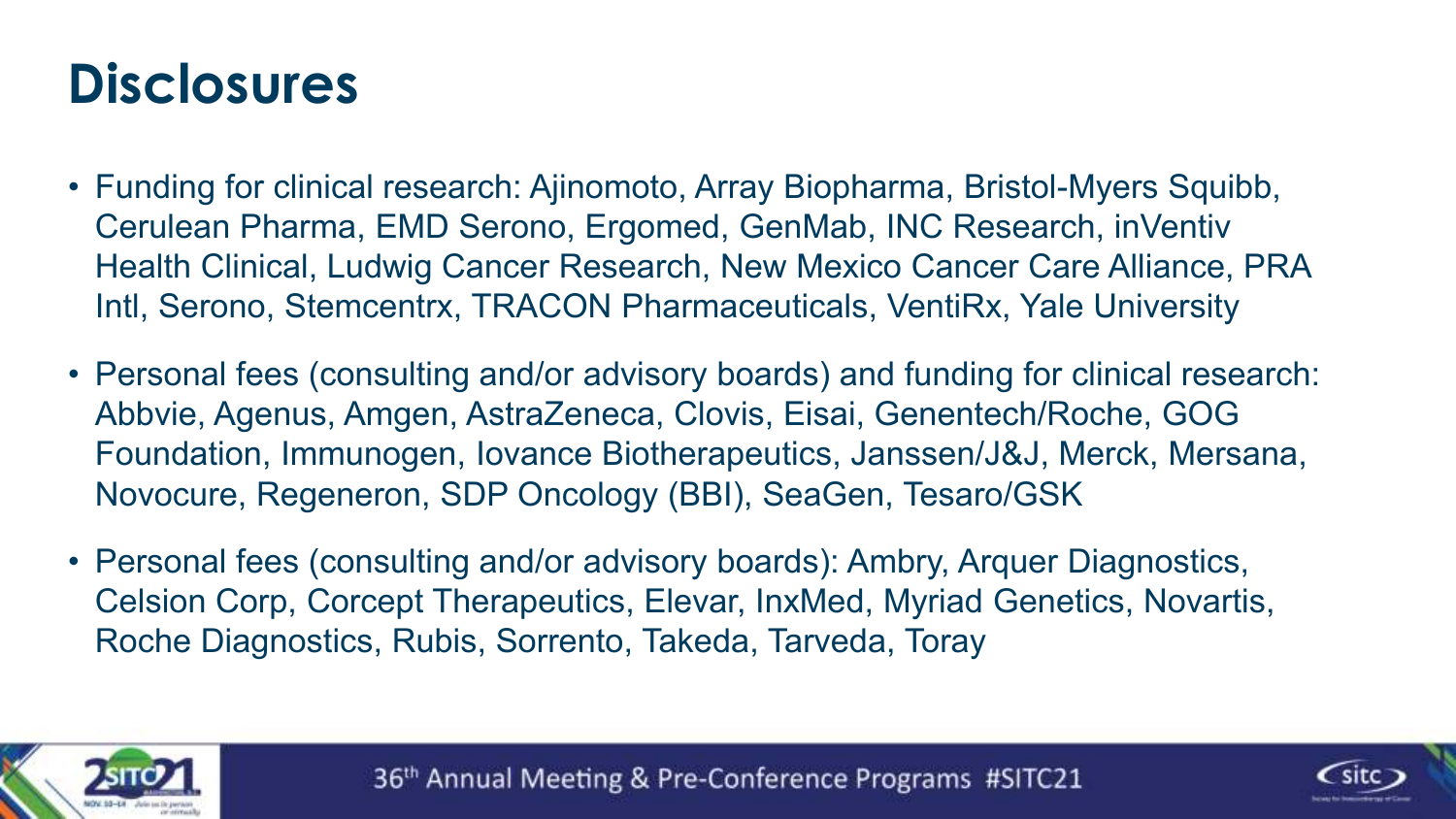# Disclosures

- Funding for clinical research: Ajinomoto, Array Biopharma, Bristol-Myers Squibb, Cerulean Pharma, EMD Serono, Ergomed, GenMab, INC Research, inVentiv Health Clinical, Ludwig Cancer Research, New Mexico Cancer Care Alliance, PRA Intl, Serono, Stemcentrx, TRACON Pharmaceuticals, VentiRx, Yale University
- Personal fees (consulting and/or advisory boards) and funding for clinical research: Abbvie, Agenus, Amgen, AstraZeneca, Clovis, Eisai, Genentech/Roche, GOG Foundation, Immunogen, Iovance Biotherapeutics, Janssen/J&J, Merck, Mersana, Novocure, Regeneron, SDP Oncology (BBI), SeaGen, Tesaro/GSK
- Personal fees (consulting and/or advisory boards): Ambry, Arquer Diagnostics, Celsion Corp, Corcept Therapeutics, Elevar, InxMed, Myriad Genetics, Novartis, Roche Diagnostics, Rubis, Sorrento, Takeda, Tarveda, Toray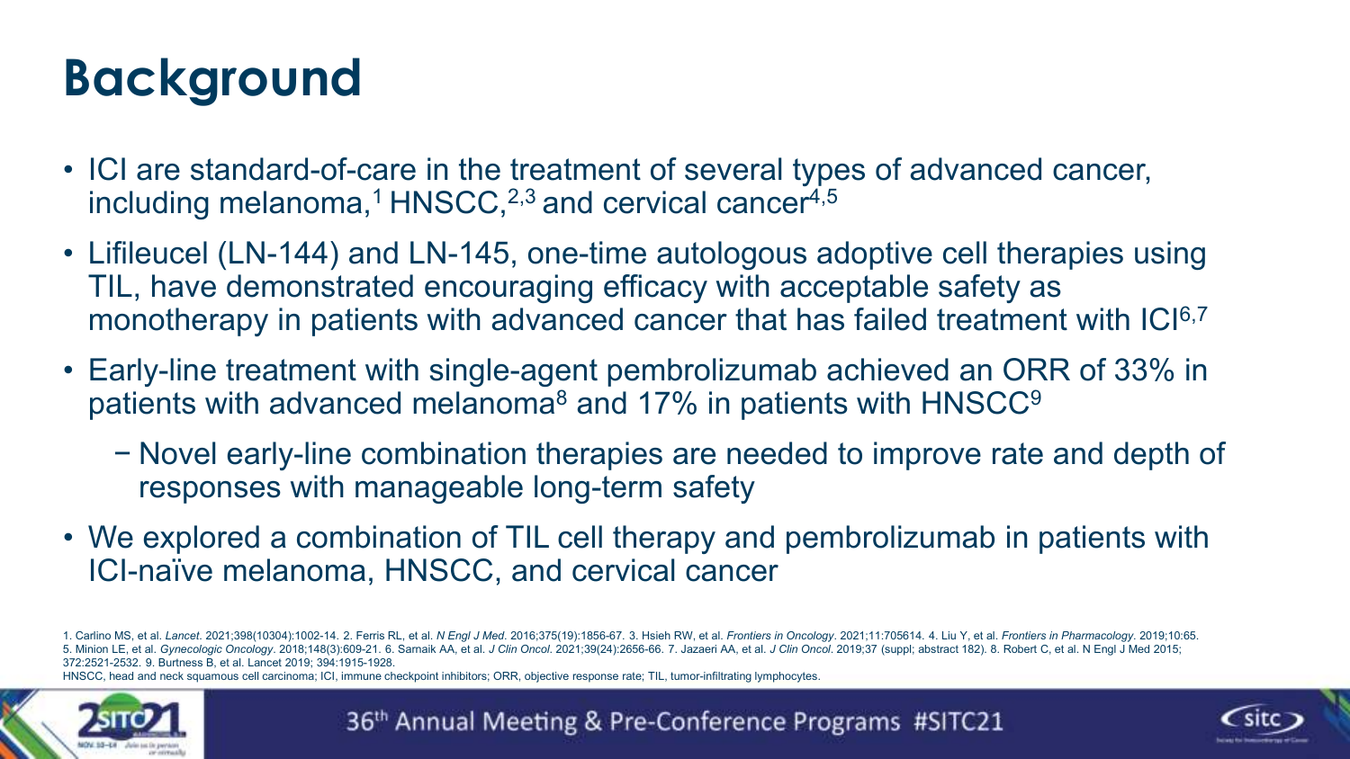# Background

- ICI are standard-of-care in the treatment of several types of advanced cancer, including melanoma,[1] HNSCC,[2,3] and cervical cancer[4,5]
- Lifileucel (LN-144) and LN-145, one-time autologous adoptive cell therapies using TIL, have demonstrated encouraging efficacy with acceptable safety as monotherapy in patients with advanced cancer that has failed treatment with ICI[6,7]
- Early-line treatment with single-agent pembrolizumab achieved an ORR of 33% in patients with advanced melanoma[8] and 17% in patients with HNSCC[9]
  - Novel early-line combination therapies are needed to improve rate and depth of responses with manageable long-term safety
- We explored a combination of TIL cell therapy and pembrolizumab in patients with ICI-naïve melanoma, HNSCC, and cervical cancer

1. Carlino MS, et al. *Lancet*. 2021;398(10304):1002-14. 2. Ferris RL, et al. *N Engl J Med*. 2016;375(19):1856-67. 3. Hsieh RW, et al. *Frontiers in Oncology*. 2021;11:705614. 4. Liu Y, et al. *Frontiers in Pharmacology*. 2019;10:65. 5. Minion LE, et al. *Gynecologic Oncology*. 2018;148(3):609-21. 6. Sarnaik AA, et al. *J Clin Oncol*. 2021;39(24):2656-66. 7. Jazaeri AA, et al. *J Clin Oncol*. 2019;37 (suppl; abstract 182). 8. Robert C, et al. N Engl J Med 2015; 372:2521-2532. 9. Burtness B, et al. Lancet 2019; 394:1915-1928.

HNSCC, head and neck squamous cell carcinoma; ICI, immune checkpoint inhibitors; ORR, objective response rate; TIL, tumor-infiltrating lymphocytes.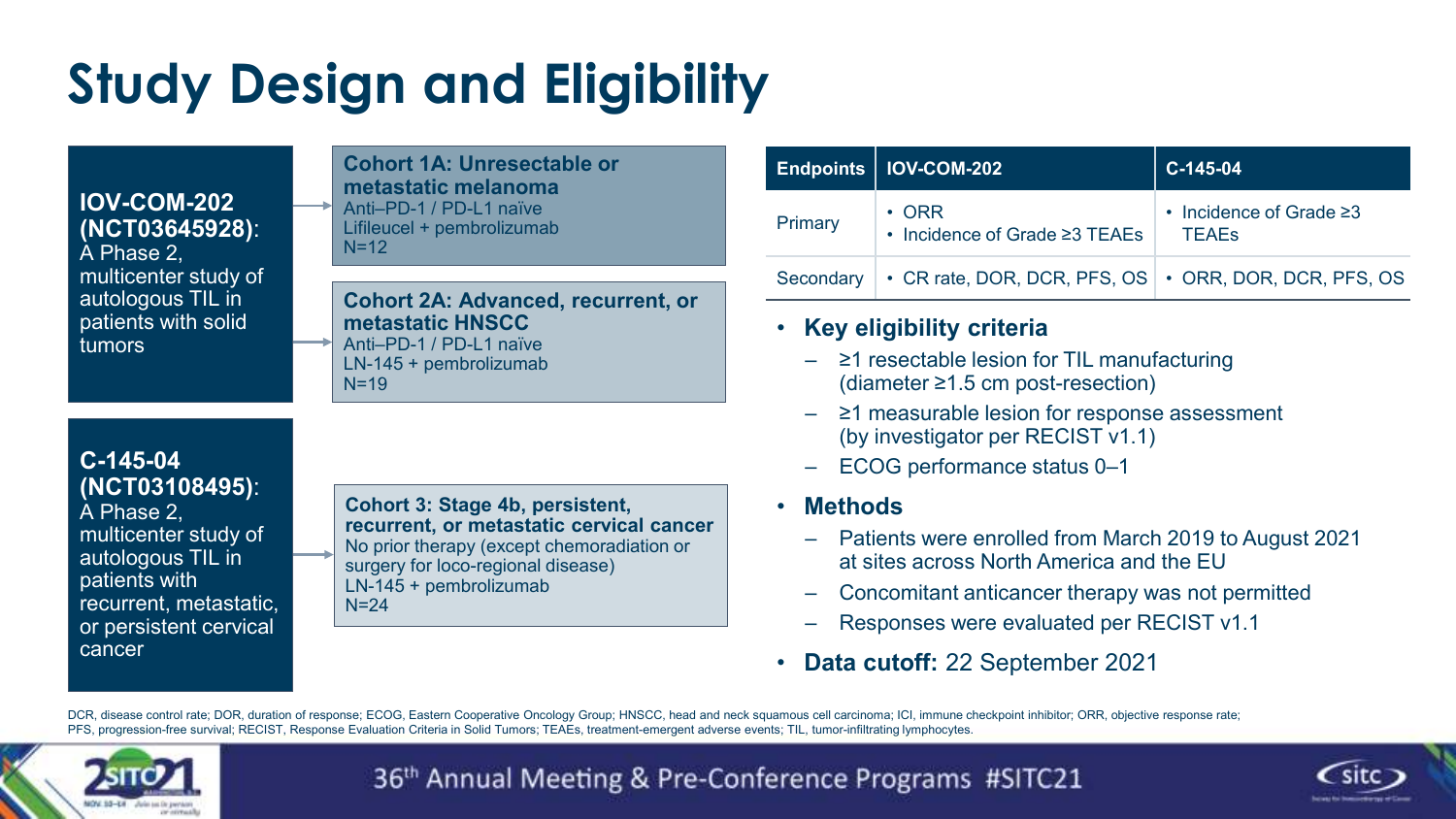# Study Design and Eligibility

**IOV-COM-202 (NCT03645928)**: A Phase 2, multicenter study of autologous TIL in patients with solid tumors

- **Cohort 1A: Unresectable or metastatic melanoma**
  Anti–PD-1 / PD-L1 naïve
  Lifileucel + pembrolizumab
  N=12
- **Cohort 2A: Advanced, recurrent, or metastatic HNSCC**
  Anti–PD-1 / PD-L1 naïve
  LN-145 + pembrolizumab
  N=19

**C-145-04 (NCT03108495)**: A Phase 2, multicenter study of autologous TIL in patients with recurrent, metastatic, or persistent cervical cancer

- **Cohort 3: Stage 4b, persistent, recurrent, or metastatic cervical cancer**
  No prior therapy (except chemoradiation or surgery for loco-regional disease)
  LN-145 + pembrolizumab
  N=24

| Endpoints | IOV-COM-202 | C-145-04 |
|---|---|---|
| Primary | • ORR<br>• Incidence of Grade ≥3 TEAEs | • Incidence of Grade ≥3 TEAEs |
| Secondary | • CR rate, DOR, DCR, PFS, OS | • ORR, DOR, DCR, PFS, OS |

- **Key eligibility criteria**
  - ≥1 resectable lesion for TIL manufacturing (diameter ≥1.5 cm post-resection)
  - ≥1 measurable lesion for response assessment (by investigator per RECIST v1.1)
  - ECOG performance status 0–1
- **Methods**
  - Patients were enrolled from March 2019 to August 2021 at sites across North America and the EU
  - Concomitant anticancer therapy was not permitted
  - Responses were evaluated per RECIST v1.1
- **Data cutoff:** 22 September 2021

DCR, disease control rate; DOR, duration of response; ECOG, Eastern Cooperative Oncology Group; HNSCC, head and neck squamous cell carcinoma; ICI, immune checkpoint inhibitor; ORR, objective response rate; PFS, progression-free survival; RECIST, Response Evaluation Criteria in Solid Tumors; TEAEs, treatment-emergent adverse events; TIL, tumor-infiltrating lymphocytes.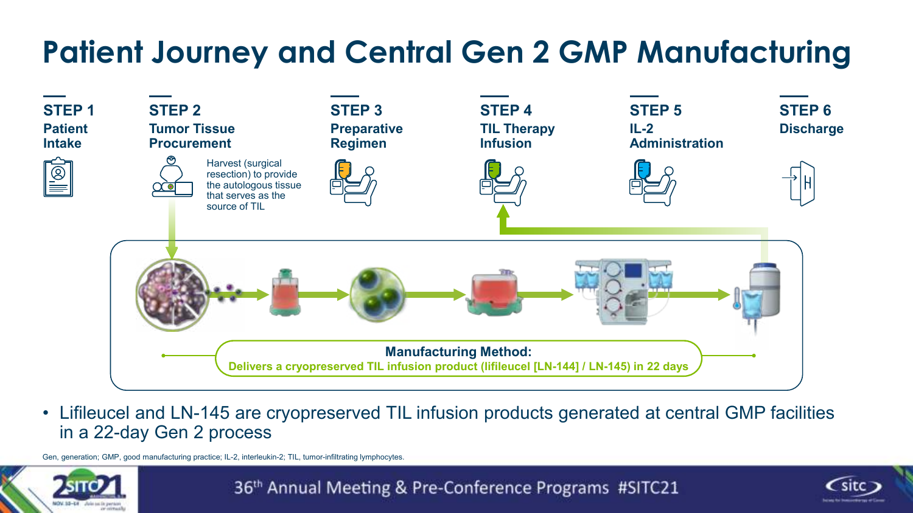# Patient Journey and Central Gen 2 GMP Manufacturing

**STEP 1**
**Patient Intake**

**STEP 2**
**Tumor Tissue Procurement**

Harvest (surgical resection) to provide the autologous tissue that serves as the source of TIL

**STEP 3**
**Preparative Regimen**

**STEP 4**
**TIL Therapy Infusion**

**STEP 5**
**IL-2 Administration**

**STEP 6**
**Discharge**

**Manufacturing Method:**
**Delivers a cryopreserved TIL infusion product (lifileucel [LN-144] / LN-145) in 22 days**

- Lifileucel and LN-145 are cryopreserved TIL infusion products generated at central GMP facilities in a 22-day Gen 2 process

Gen, generation; GMP, good manufacturing practice; IL-2, interleukin-2; TIL, tumor-infiltrating lymphocytes.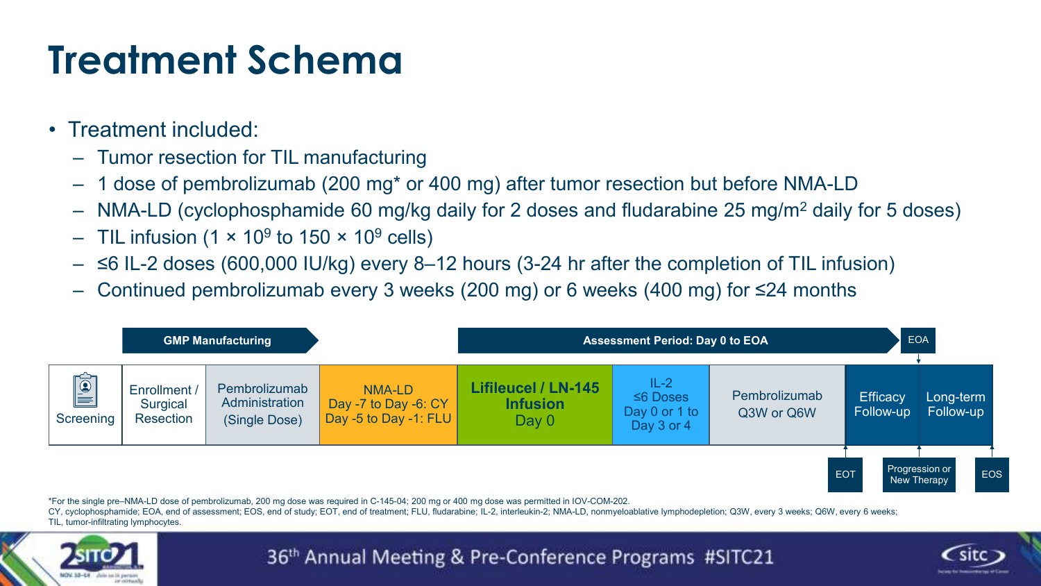# Treatment Schema

- Treatment included:
  - Tumor resection for TIL manufacturing
  - 1 dose of pembrolizumab (200 mg* or 400 mg) after tumor resection but before NMA-LD
  - NMA-LD (cyclophosphamide 60 mg/kg daily for 2 doses and fludarabine 25 mg/m$^2$ daily for 5 doses)
  - TIL infusion (1 × $10^9$ to 150 × $10^9$ cells)
  - ≤6 IL-2 doses (600,000 IU/kg) every 8–12 hours (3-24 hr after the completion of TIL infusion)
  - Continued pembrolizumab every 3 weeks (200 mg) or 6 weeks (400 mg) for ≤24 months

| | GMP Manufacturing | | | Assessment Period: Day 0 to EOA | | | | EOA |
|---|---|---|---|---|---|---|---|---|
| Screening | Enrollment / Surgical Resection | Pembrolizumab Administration (Single Dose) | NMA-LD Day -7 to Day -6: CY Day -5 to Day -1: FLU | **Lifileucel / LN-145 Infusion** Day 0 | IL-2 ≤6 Doses Day 0 or 1 to Day 3 or 4 | Pembrolizumab Q3W or Q6W | Efficacy Follow-up | Long-term Follow-up |
| | | | | | | EOT | Progression or New Therapy | EOS |

*For the single pre–NMA-LD dose of pembrolizumab, 200 mg dose was required in C-145-04; 200 mg or 400 mg dose was permitted in IOV-COM-202.

CY, cyclophosphamide; EOA, end of assessment; EOS, end of study; EOT, end of treatment; FLU, fludarabine; IL-2, interleukin-2; NMA-LD, nonmyeloablative lymphodepletion; Q3W, every 3 weeks; Q6W, every 6 weeks; TIL, tumor-infiltrating lymphocytes.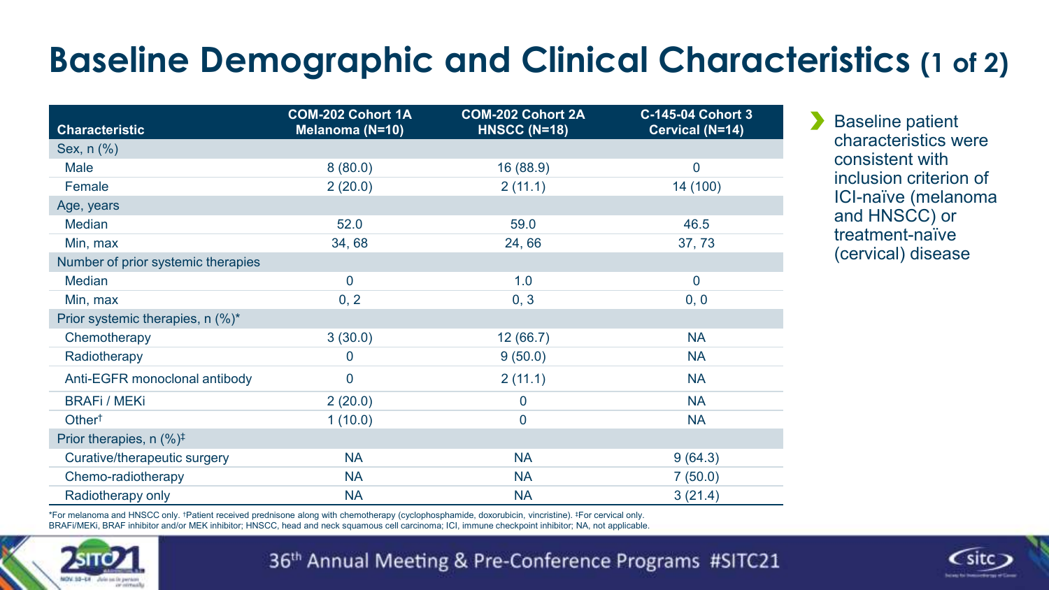# Baseline Demographic and Clinical Characteristics (1 of 2)

| Characteristic | COM-202 Cohort 1A Melanoma (N=10) | COM-202 Cohort 2A HNSCC (N=18) | C-145-04 Cohort 3 Cervical (N=14) |
|---|---|---|---|
| Sex, n (%) | | | |
| Male | 8 (80.0) | 16 (88.9) | 0 |
| Female | 2 (20.0) | 2 (11.1) | 14 (100) |
| Age, years | | | |
| Median | 52.0 | 59.0 | 46.5 |
| Min, max | 34, 68 | 24, 66 | 37, 73 |
| Number of prior systemic therapies | | | |
| Median | 0 | 1.0 | 0 |
| Min, max | 0, 2 | 0, 3 | 0, 0 |
| Prior systemic therapies, n (%)* | | | |
| Chemotherapy | 3 (30.0) | 12 (66.7) | NA |
| Radiotherapy | 0 | 9 (50.0) | NA |
| Anti-EGFR monoclonal antibody | 0 | 2 (11.1) | NA |
| BRAFi / MEKi | 2 (20.0) | 0 | NA |
| Other† | 1 (10.0) | 0 | NA |
| Prior therapies, n (%)‡ | | | |
| Curative/therapeutic surgery | NA | NA | 9 (64.3) |
| Chemo-radiotherapy | NA | NA | 7 (50.0) |
| Radiotherapy only | NA | NA | 3 (21.4) |

*For melanoma and HNSCC only. †Patient received prednisone along with chemotherapy (cyclophosphamide, doxorubicin, vincristine). ‡For cervical only.
BRAFi/MEKi, BRAF inhibitor and/or MEK inhibitor; HNSCC, head and neck squamous cell carcinoma; ICI, immune checkpoint inhibitor; NA, not applicable.

- Baseline patient characteristics were consistent with inclusion criterion of ICI-naïve (melanoma and HNSCC) or treatment-naïve (cervical) disease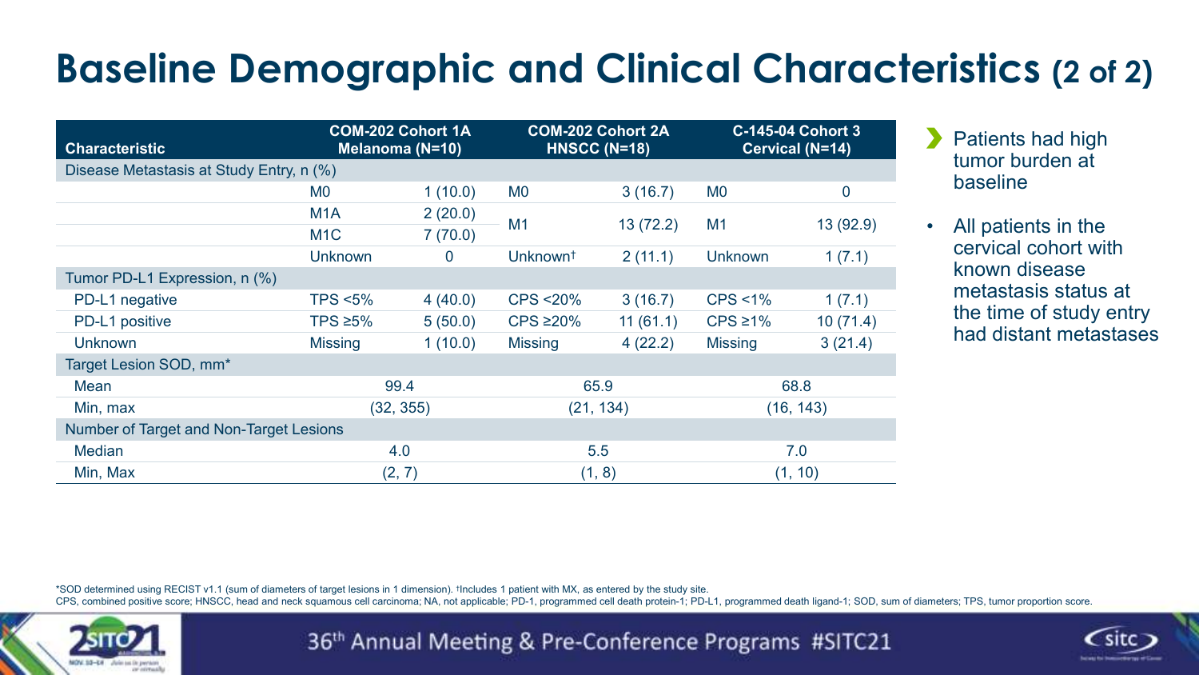# Baseline Demographic and Clinical Characteristics (2 of 2)

| Characteristic | COM-202 Cohort 1A Melanoma (N=10) | | COM-202 Cohort 2A HNSCC (N=18) | | C-145-04 Cohort 3 Cervical (N=14) | |
|---|---|---|---|---|---|---|
| Disease Metastasis at Study Entry, n (%) | | | | | | |
| | M0 | 1 (10.0) | M0 | 3 (16.7) | M0 | 0 |
| | M1A | 2 (20.0) | M1 | 13 (72.2) | M1 | 13 (92.9) |
| | M1C | 7 (70.0) | | | | |
| | Unknown | 0 | Unknown† | 2 (11.1) | Unknown | 1 (7.1) |
| Tumor PD-L1 Expression, n (%) | | | | | | |
| PD-L1 negative | TPS <5% | 4 (40.0) | CPS <20% | 3 (16.7) | CPS <1% | 1 (7.1) |
| PD-L1 positive | TPS ≥5% | 5 (50.0) | CPS ≥20% | 11 (61.1) | CPS ≥1% | 10 (71.4) |
| Unknown | Missing | 1 (10.0) | Missing | 4 (22.2) | Missing | 3 (21.4) |
| Target Lesion SOD, mm* | | | | | | |
| Mean | 99.4 | | 65.9 | | 68.8 | |
| Min, max | (32, 355) | | (21, 134) | | (16, 143) | |
| Number of Target and Non-Target Lesions | | | | | | |
| Median | 4.0 | | 5.5 | | 7.0 | |
| Min, Max | (2, 7) | | (1, 8) | | (1, 10) | |

- Patients had high tumor burden at baseline
  - All patients in the cervical cohort with known disease metastasis status at the time of study entry had distant metastases

*SOD determined using RECIST v1.1 (sum of diameters of target lesions in 1 dimension). †Includes 1 patient with MX, as entered by the study site.
CPS, combined positive score; HNSCC, head and neck squamous cell carcinoma; NA, not applicable; PD-1, programmed cell death protein-1; PD-L1, programmed death ligand-1; SOD, sum of diameters; TPS, tumor proportion score.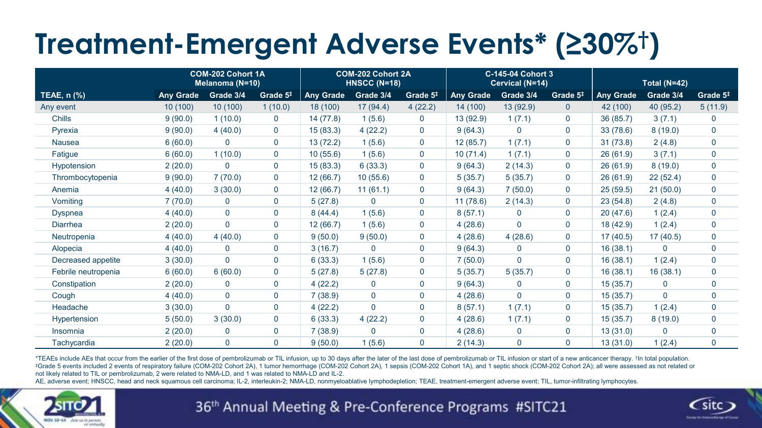# Treatment-Emergent Adverse Events* (≥30%†)

| TEAE, n (%) | COM-202 Cohort 1A Melanoma (N=10) | | | COM-202 Cohort 2A HNSCC (N=18) | | | C-145-04 Cohort 3 Cervical (N=14) | | | Total (N=42) | | |
|---|---|---|---|---|---|---|---|---|---|---|---|---|
| | Any Grade | Grade 3/4 | Grade 5‡ | Any Grade | Grade 3/4 | Grade 5‡ | Any Grade | Grade 3/4 | Grade 5‡ | Any Grade | Grade 3/4 | Grade 5‡ |
| Any event | 10 (100) | 10 (100) | 1 (10.0) | 18 (100) | 17 (94.4) | 4 (22.2) | 14 (100) | 13 (92.9) | 0 | 42 (100) | 40 (95.2) | 5 (11.9) |
| Chills | 9 (90.0) | 1 (10.0) | 0 | 14 (77.8) | 1 (5.6) | 0 | 13 (92.9) | 1 (7.1) | 0 | 36 (85.7) | 3 (7.1) | 0 |
| Pyrexia | 9 (90.0) | 4 (40.0) | 0 | 15 (83.3) | 4 (22.2) | 0 | 9 (64.3) | 0 | 0 | 33 (78.6) | 8 (19.0) | 0 |
| Nausea | 6 (60.0) | 0 | 0 | 13 (72.2) | 1 (5.6) | 0 | 12 (85.7) | 1 (7.1) | 0 | 31 (73.8) | 2 (4.8) | 0 |
| Fatigue | 6 (60.0) | 1 (10.0) | 0 | 10 (55.6) | 1 (5.6) | 0 | 10 (71.4) | 1 (7.1) | 0 | 26 (61.9) | 3 (7.1) | 0 |
| Hypotension | 2 (20.0) | 0 | 0 | 15 (83.3) | 6 (33.3) | 0 | 9 (64.3) | 2 (14.3) | 0 | 26 (61.9) | 8 (19.0) | 0 |
| Thrombocytopenia | 9 (90.0) | 7 (70.0) | 0 | 12 (66.7) | 10 (55.6) | 0 | 5 (35.7) | 5 (35.7) | 0 | 26 (61.9) | 22 (52.4) | 0 |
| Anemia | 4 (40.0) | 3 (30.0) | 0 | 12 (66.7) | 11 (61.1) | 0 | 9 (64.3) | 7 (50.0) | 0 | 25 (59.5) | 21 (50.0) | 0 |
| Vomiting | 7 (70.0) | 0 | 0 | 5 (27.8) | 0 | 0 | 11 (78.6) | 2 (14.3) | 0 | 23 (54.8) | 2 (4.8) | 0 |
| Dyspnea | 4 (40.0) | 0 | 0 | 8 (44.4) | 1 (5.6) | 0 | 8 (57.1) | 0 | 0 | 20 (47.6) | 1 (2.4) | 0 |
| Diarrhea | 2 (20.0) | 0 | 0 | 12 (66.7) | 1 (5.6) | 0 | 4 (28.6) | 0 | 0 | 18 (42.9) | 1 (2.4) | 0 |
| Neutropenia | 4 (40.0) | 4 (40.0) | 0 | 9 (50.0) | 9 (50.0) | 0 | 4 (28.6) | 4 (28.6) | 0 | 17 (40.5) | 17 (40.5) | 0 |
| Alopecia | 4 (40.0) | 0 | 0 | 3 (16.7) | 0 | 0 | 9 (64.3) | 0 | 0 | 16 (38.1) | 0 | 0 |
| Decreased appetite | 3 (30.0) | 0 | 0 | 6 (33.3) | 1 (5.6) | 0 | 7 (50.0) | 0 | 0 | 16 (38.1) | 1 (2.4) | 0 |
| Febrile neutropenia | 6 (60.0) | 6 (60.0) | 0 | 5 (27.8) | 5 (27.8) | 0 | 5 (35.7) | 5 (35.7) | 0 | 16 (38.1) | 16 (38.1) | 0 |
| Constipation | 2 (20.0) | 0 | 0 | 4 (22.2) | 0 | 0 | 9 (64.3) | 0 | 0 | 15 (35.7) | 0 | 0 |
| Cough | 4 (40.0) | 0 | 0 | 7 (38.9) | 0 | 0 | 4 (28.6) | 0 | 0 | 15 (35.7) | 0 | 0 |
| Headache | 3 (30.0) | 0 | 0 | 4 (22.2) | 0 | 0 | 8 (57.1) | 1 (7.1) | 0 | 15 (35.7) | 1 (2.4) | 0 |
| Hypertension | 5 (50.0) | 3 (30.0) | 0 | 6 (33.3) | 4 (22.2) | 0 | 4 (28.6) | 1 (7.1) | 0 | 15 (35.7) | 8 (19.0) | 0 |
| Insomnia | 2 (20.0) | 0 | 0 | 7 (38.9) | 0 | 0 | 4 (28.6) | 0 | 0 | 13 (31.0) | 0 | 0 |
| Tachycardia | 2 (20.0) | 0 | 0 | 9 (50.0) | 1 (5.6) | 0 | 2 (14.3) | 0 | 0 | 13 (31.0) | 1 (2.4) | 0 |

*TEAEs include AEs that occur from the earlier of the first dose of pembrolizumab or TIL infusion, up to 30 days after the later of the last dose of pembrolizumab or TIL infusion or start of a new anticancer therapy. †In total population.
‡Grade 5 events included 2 events of respiratory failure (COM-202 Cohort 2A), 1 tumor hemorrhage (COM-202 Cohort 2A), 1 sepsis (COM-202 Cohort 1A), and 1 septic shock (COM-202 Cohort 2A); all were assessed as not related or not likely related to TIL or pembrolizumab, 2 were related to NMA-LD, and 1 was related to NMA-LD and IL-2.
AE, adverse event; HNSCC, head and neck squamous cell carcinoma; IL-2, interleukin-2; NMA-LD, nonmyeloablative lymphodepletion; TEAE, treatment-emergent adverse event; TIL, tumor-infiltrating lymphocytes.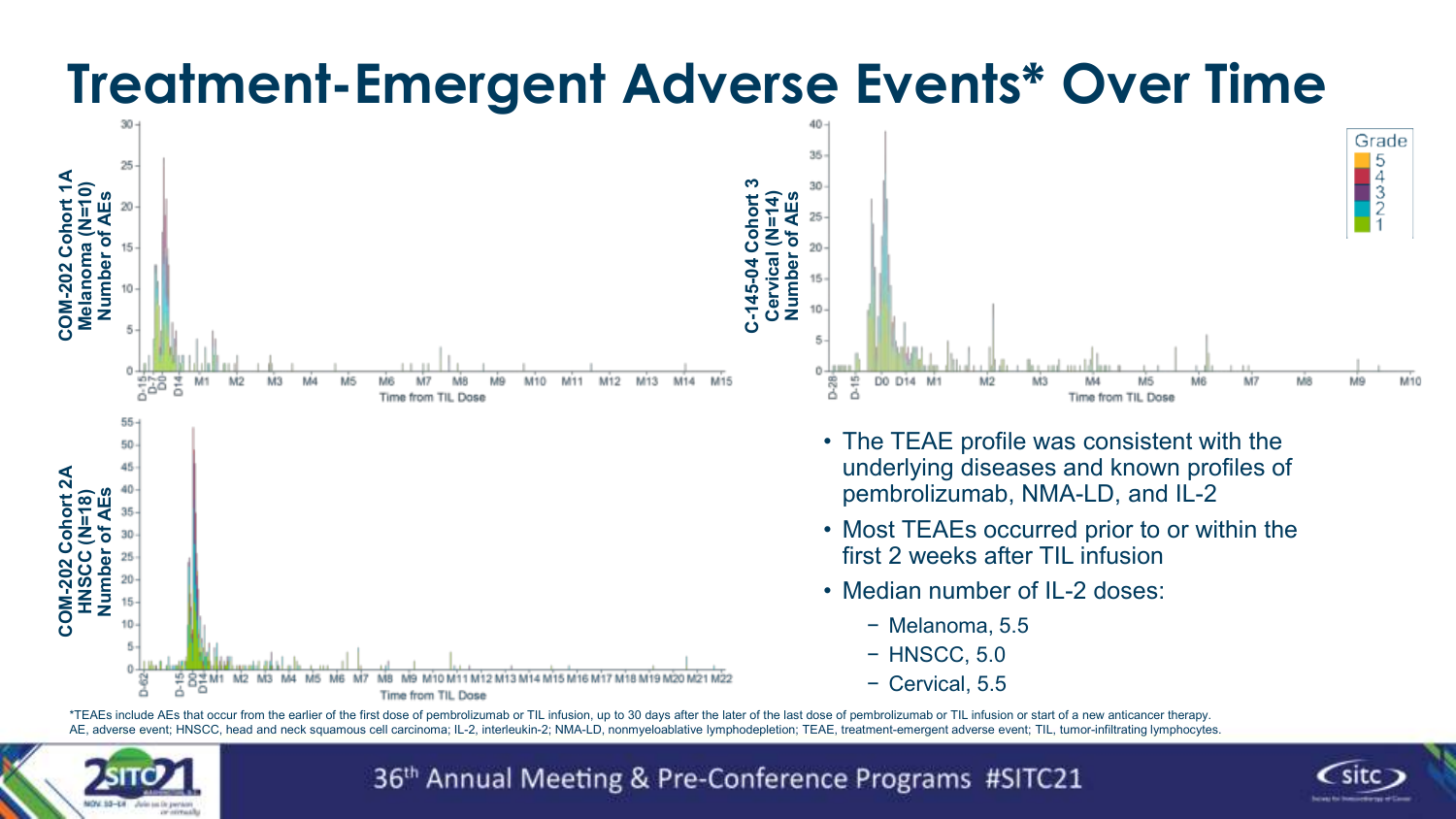# Treatment-Emergent Adverse Events* Over Time

- The TEAE profile was consistent with the underlying diseases and known profiles of pembrolizumab, NMA-LD, and IL-2
- Most TEAEs occurred prior to or within the first 2 weeks after TIL infusion
- Median number of IL-2 doses:
  - Melanoma, 5.5
  - HNSCC, 5.0
  - Cervical, 5.5

*TEAEs include AEs that occur from the earlier of the first dose of pembrolizumab or TIL infusion, up to 30 days after the later of the last dose of pembrolizumab or TIL infusion or start of a new anticancer therapy.
AE, adverse event; HNSCC, head and neck squamous cell carcinoma; IL-2, interleukin-2; NMA-LD, nonmyeloablative lymphodepletion; TEAE, treatment-emergent adverse event; TIL, tumor-infiltrating lymphocytes.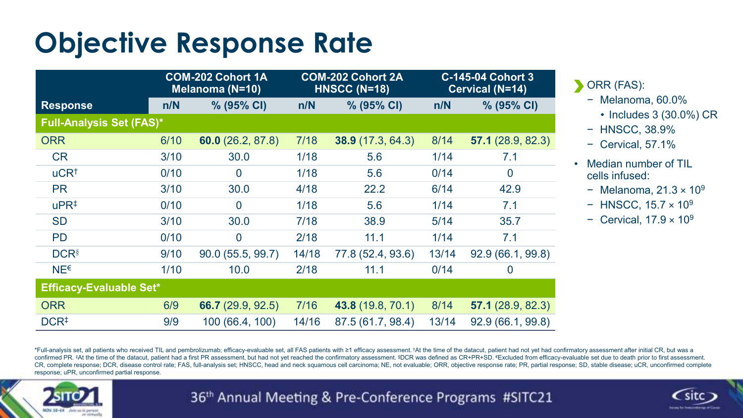# Objective Response Rate

| | COM-202 Cohort 1A Melanoma (N=10) | | COM-202 Cohort 2A HNSCC (N=18) | | C-145-04 Cohort 3 Cervical (N=14) | |
|---|---|---|---|---|---|---|
| **Response** | **n/N** | **% (95% CI)** | **n/N** | **% (95% CI)** | **n/N** | **% (95% CI)** |
| **Full-Analysis Set (FAS)*** | | | | | | |
| ORR | 6/10 | **60.0** (26.2, 87.8) | 7/18 | **38.9** (17.3, 64.3) | 8/14 | **57.1** (28.9, 82.3) |
| CR | 3/10 | 30.0 | 1/18 | 5.6 | 1/14 | 7.1 |
| uCR† | 0/10 | 0 | 1/18 | 5.6 | 0/14 | 0 |
| PR | 3/10 | 30.0 | 4/18 | 22.2 | 6/14 | 42.9 |
| uPR‡ | 0/10 | 0 | 1/18 | 5.6 | 1/14 | 7.1 |
| SD | 3/10 | 30.0 | 7/18 | 38.9 | 5/14 | 35.7 |
| PD | 0/10 | 0 | 2/18 | 11.1 | 1/14 | 7.1 |
| DCR§ | 9/10 | 90.0 (55.5, 99.7) | 14/18 | 77.8 (52.4, 93.6) | 13/14 | 92.9 (66.1, 99.8) |
| NE€ | 1/10 | 10.0 | 2/18 | 11.1 | 0/14 | 0 |
| **Efficacy-Evaluable Set*** | | | | | | |
| ORR | 6/9 | **66.7** (29.9, 92.5) | 7/16 | **43.8** (19.8, 70.1) | 8/14 | **57.1** (28.9, 82.3) |
| DCR‡ | 9/9 | 100 (66.4, 100) | 14/16 | 87.5 (61.7, 98.4) | 13/14 | 92.9 (66.1, 99.8) |

- ORR (FAS):
  - Melanoma, 60.0%
    - Includes 3 (30.0%) CR
  - HNSCC, 38.9%
  - Cervical, 57.1%
- Median number of TIL cells infused:
  - Melanoma, $21.3 \times 10^9$
  - HNSCC, $15.7 \times 10^9$
  - Cervical, $17.9 \times 10^9$

*Full-analysis set, all patients who received TIL and pembrolizumab; efficacy-evaluable set, all FAS patients with ≥1 efficacy assessment. †At the time of the datacut, patient had not yet had confirmatory assessment after initial CR, but was a confirmed PR. ‡At the time of the datacut, patient had a first PR assessment, but had not yet reached the confirmatory assessment. §DCR was defined as CR+PR+SD. €Excluded from efficacy-evaluable set due to death prior to first assessment. CR, complete response; DCR, disease control rate; FAS, full-analysis set; HNSCC, head and neck squamous cell carcinoma; NE, not evaluable; ORR, objective response rate; PR, partial response; SD, stable disease; uCR, unconfirmed complete response; uPR, unconfirmed partial response.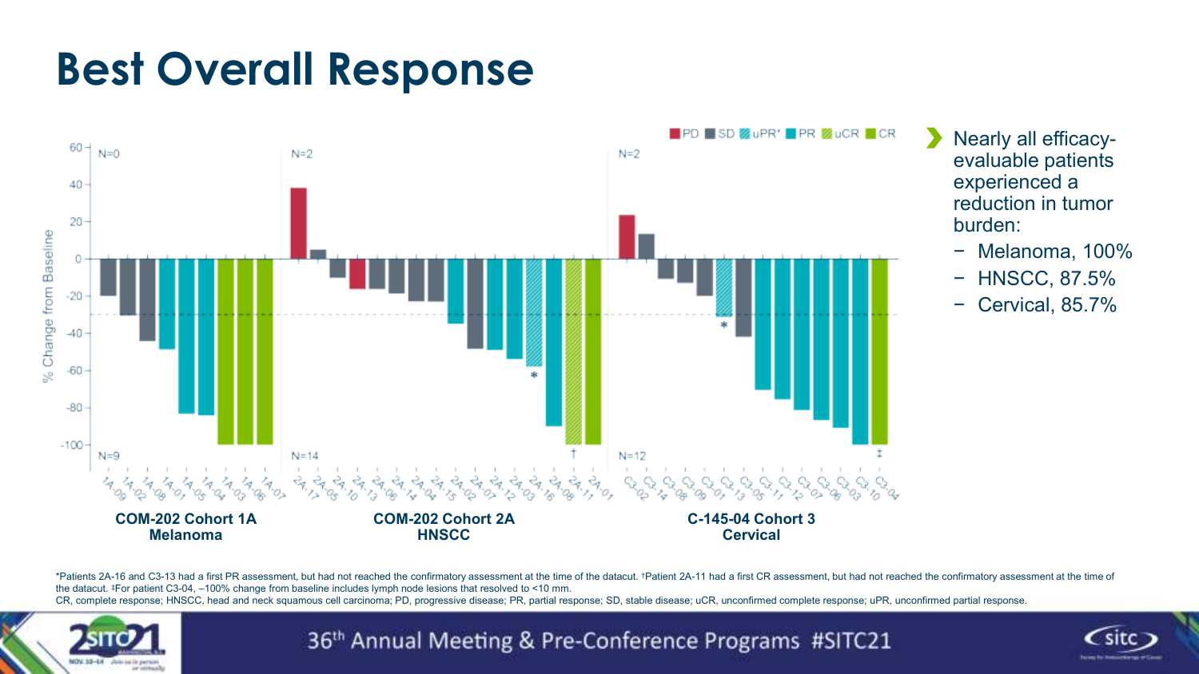# Best Overall Response

PD SD uPR* PR uCR CR

% Change from Baseline

COM-202 Cohort 1A Melanoma: N=0 / N=9 — 1A-09, 1A-02, 1A-08, 1A-01, 1A-05, 1A-04, 1A-03, 1A-06, 1A-07

COM-202 Cohort 2A HNSCC: N=2 / N=14 — 2A-17, 2A-05, 2A-10, 2A-13, 2A-06, 2A-14, 2A-04, 2A-15, 2A-02, 2A-07, 2A-12, 2A-03, 2A-16, 2A-08, 2A-11, 2A-01

C-145-04 Cohort 3 Cervical: N=2 / N=12 — C3-02, C3-14, C3-08, C3-09, C3-01, C3-13, C3-05, C3-11, C3-12, C3-07, C3-06, C3-03, C3-10, C3-04

- Nearly all efficacy-evaluable patients experienced a reduction in tumor burden:
  - Melanoma, 100%
  - HNSCC, 87.5%
  - Cervical, 85.7%

*Patients 2A-16 and C3-13 had a first PR assessment, but had not reached the confirmatory assessment at the time of the datacut. †Patient 2A-11 had a first CR assessment, but had not reached the confirmatory assessment at the time of the datacut. ‡For patient C3-04, –100% change from baseline includes lymph node lesions that resolved to <10 mm.

CR, complete response; HNSCC, head and neck squamous cell carcinoma; PD, progressive disease; PR, partial response; SD, stable disease; uCR, unconfirmed complete response; uPR, unconfirmed partial response.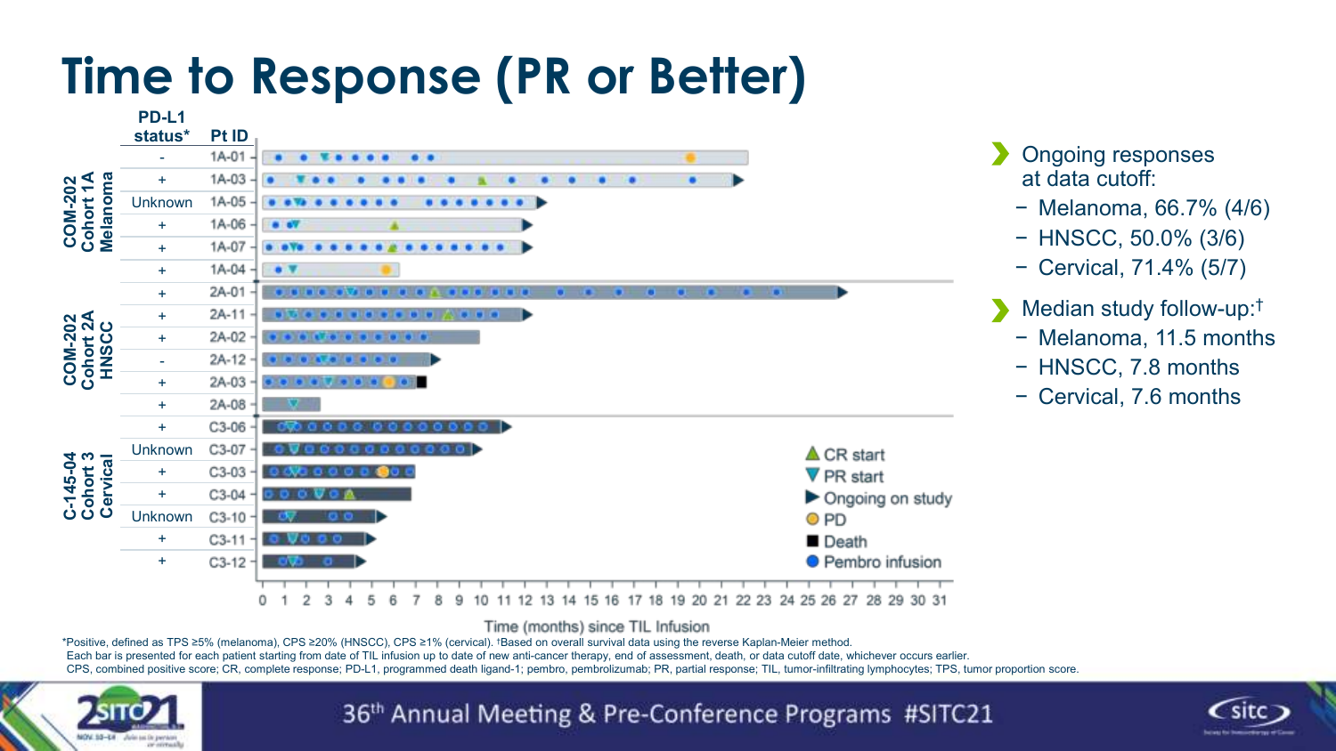# Time to Response (PR or Better)

| Cohort | PD-L1 status* | Pt ID |
|---|---|---|
| COM-202 Cohort 1A Melanoma | - | 1A-01 |
| | + | 1A-03 |
| | Unknown | 1A-05 |
| | + | 1A-06 |
| | + | 1A-07 |
| | + | 1A-04 |
| COM-202 Cohort 2A HNSCC | + | 2A-01 |
| | + | 2A-11 |
| | + | 2A-02 |
| | - | 2A-12 |
| | + | 2A-03 |
| | + | 2A-08 |
| C-145-04 Cohort 3 Cervical | + | C3-06 |
| | Unknown | C3-07 |
| | + | C3-03 |
| | + | C3-04 |
| | Unknown | C3-10 |
| | + | C3-11 |
| | + | C3-12 |

Legend: CR start; PR start; Ongoing on study; PD; Death; Pembro infusion

Time (months) since TIL Infusion

- Ongoing responses at data cutoff:
  - Melanoma, 66.7% (4/6)
  - HNSCC, 50.0% (3/6)
  - Cervical, 71.4% (5/7)
- Median study follow-up:†
  - Melanoma, 11.5 months
  - HNSCC, 7.8 months
  - Cervical, 7.6 months

*Positive, defined as TPS ≥5% (melanoma), CPS ≥20% (HNSCC), CPS ≥1% (cervical). †Based on overall survival data using the reverse Kaplan-Meier method.
Each bar is presented for each patient starting from date of TIL infusion up to date of new anti-cancer therapy, end of assessment, death, or data cutoff date, whichever occurs earlier.
CPS, combined positive score; CR, complete response; PD-L1, programmed death ligand-1; pembro, pembrolizumab; PR, partial response; TIL, tumor-infiltrating lymphocytes; TPS, tumor proportion score.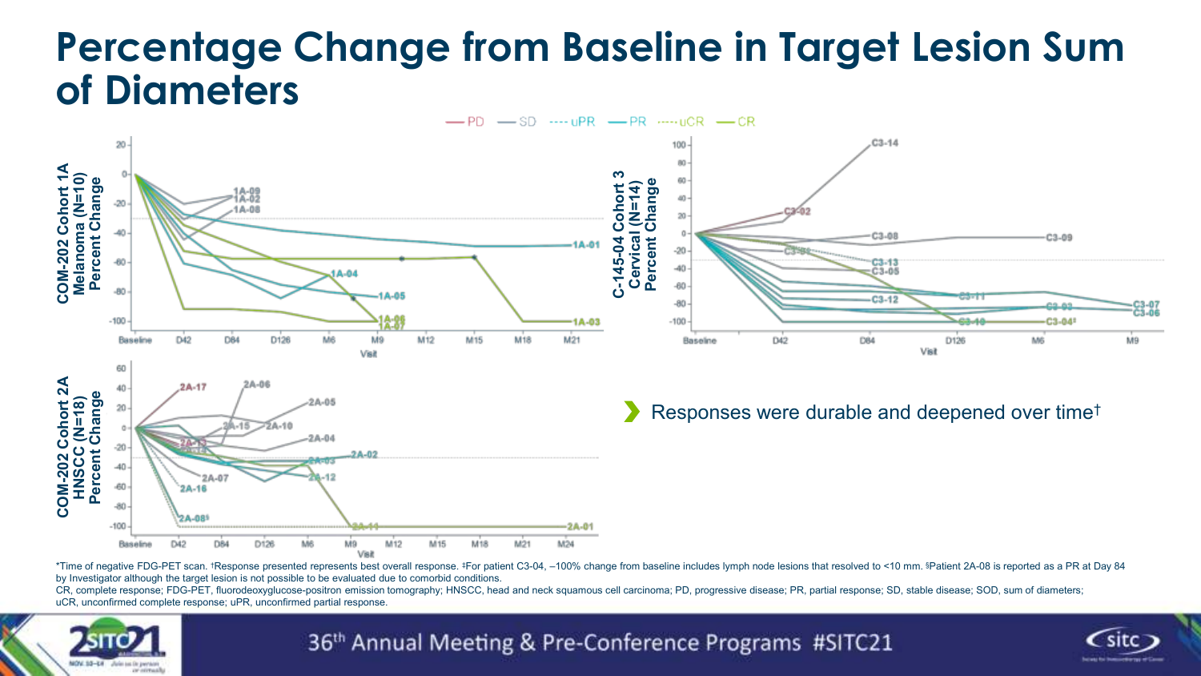# Percentage Change from Baseline in Target Lesion Sum of Diameters

— PD — SD ---- uPR — PR ····· uCR — CR

COM-202 Cohort 1A Melanoma (N=10) Percent Change

C-145-04 Cohort 3 Cervical (N=14) Percent Change

COM-202 Cohort 2A HNSCC (N=18) Percent Change

- Responses were durable and deepened over time†

*Time of negative FDG-PET scan. †Response presented represents best overall response. ‡For patient C3-04, –100% change from baseline includes lymph node lesions that resolved to <10 mm. §Patient 2A-08 is reported as a PR at Day 84 by Investigator although the target lesion is not possible to be evaluated due to comorbid conditions.

CR, complete response; FDG-PET, fluorodeoxyglucose-positron emission tomography; HNSCC, head and neck squamous cell carcinoma; PD, progressive disease; PR, partial response; SD, stable disease; SOD, sum of diameters; uCR, unconfirmed complete response; uPR, unconfirmed partial response.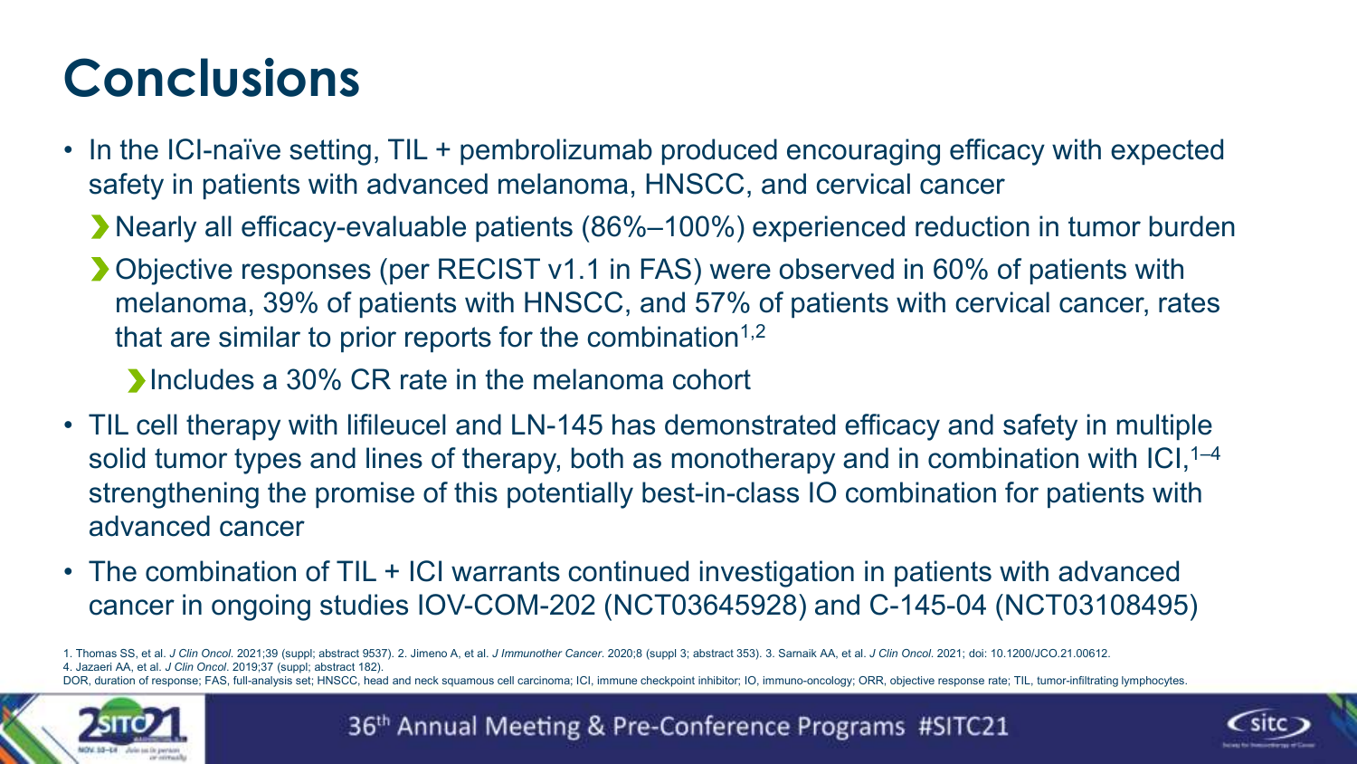# Conclusions

- In the ICI-naïve setting, TIL + pembrolizumab produced encouraging efficacy with expected safety in patients with advanced melanoma, HNSCC, and cervical cancer
  - Nearly all efficacy-evaluable patients (86%–100%) experienced reduction in tumor burden
  - Objective responses (per RECIST v1.1 in FAS) were observed in 60% of patients with melanoma, 39% of patients with HNSCC, and 57% of patients with cervical cancer, rates that are similar to prior reports for the combination[1,2]
    - Includes a 30% CR rate in the melanoma cohort
- TIL cell therapy with lifileucel and LN-145 has demonstrated efficacy and safety in multiple solid tumor types and lines of therapy, both as monotherapy and in combination with ICI,[1–4] strengthening the promise of this potentially best-in-class IO combination for patients with advanced cancer
- The combination of TIL + ICI warrants continued investigation in patients with advanced cancer in ongoing studies IOV-COM-202 (NCT03645928) and C-145-04 (NCT03108495)

1. Thomas SS, et al. *J Clin Oncol*. 2021;39 (suppl; abstract 9537). 2. Jimeno A, et al. *J Immunother Cancer*. 2020;8 (suppl 3; abstract 353). 3. Sarnaik AA, et al. *J Clin Oncol*. 2021; doi: 10.1200/JCO.21.00612.
4. Jazaeri AA, et al. *J Clin Oncol*. 2019;37 (suppl; abstract 182).

DOR, duration of response; FAS, full-analysis set; HNSCC, head and neck squamous cell carcinoma; ICI, immune checkpoint inhibitor; IO, immuno-oncology; ORR, objective response rate; TIL, tumor-infiltrating lymphocytes.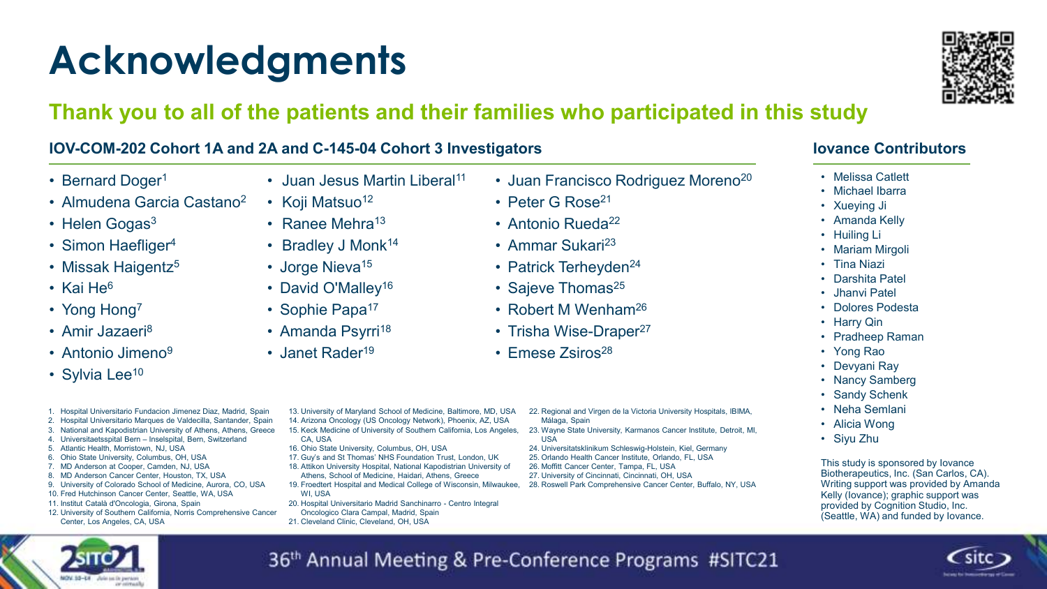# Acknowledgments

## Thank you to all of the patients and their families who participated in this study

### IOV-COM-202 Cohort 1A and 2A and C-145-04 Cohort 3 Investigators

- Bernard Doger[1]
- Almudena Garcia Castano[2]
- Helen Gogas[3]
- Simon Haefliger[4]
- Missak Haigentz[5]
- Kai He[6]
- Yong Hong[7]
- Amir Jazaeri[8]
- Antonio Jimeno[9]
- Sylvia Lee[10]
- Juan Jesus Martin Liberal[11]
- Koji Matsuo[12]
- Ranee Mehra[13]
- Bradley J Monk[14]
- Jorge Nieva[15]
- David O'Malley[16]
- Sophie Papa[17]
- Amanda Psyrri[18]
- Janet Rader[19]
- Juan Francisco Rodriguez Moreno[20]
- Peter G Rose[21]
- Antonio Rueda[22]
- Ammar Sukari[23]
- Patrick Terheyden[24]
- Sajeve Thomas[25]
- Robert M Wenham[26]
- Trisha Wise-Draper[27]
- Emese Zsiros[28]

1. Hospital Universitario Fundacion Jimenez Diaz, Madrid, Spain
2. Hospital Universitario Marques de Valdecilla, Santander, Spain
3. National and Kapodistrian University of Athens, Athens, Greece
4. Universitaetsspital Bern – Inselspital, Bern, Switzerland
5. Atlantic Health, Morristown, NJ, USA
6. Ohio State University, Columbus, OH, USA
7. MD Anderson at Cooper, Camden, NJ, USA
8. MD Anderson Cancer Center, Houston, TX, USA
9. University of Colorado School of Medicine, Aurora, CO, USA
10. Fred Hutchinson Cancer Center, Seattle, WA, USA
11. Institut Català d'Oncologia, Girona, Spain
12. University of Southern California, Norris Comprehensive Cancer Center, Los Angeles, CA, USA
13. University of Maryland School of Medicine, Baltimore, MD, USA
14. Arizona Oncology (US Oncology Network), Phoenix, AZ, USA
15. Keck Medicine of University of Southern California, Los Angeles, CA, USA
16. Ohio State University, Columbus, OH, USA
17. Guy's and St Thomas' NHS Foundation Trust, London, UK
18. Attikon University Hospital, National Kapodistrian University of Athens, School of Medicine, Haidari, Athens, Greece
19. Froedtert Hospital and Medical College of Wisconsin, Milwaukee, WI, USA
20. Hospital Universitario Madrid Sanchinarro - Centro Integral Oncologico Clara Campal, Madrid, Spain
21. Cleveland Clinic, Cleveland, OH, USA
22. Regional and Virgen de la Victoria University Hospitals, IBIMA, Málaga, Spain
23. Wayne State University, Karmanos Cancer Institute, Detroit, MI, USA
24. Universitatsklinikum Schleswig-Holstein, Kiel, Germany
25. Orlando Health Cancer Institute, Orlando, FL, USA
26. Moffitt Cancer Center, Tampa, FL, USA
27. University of Cincinnati, Cincinnati, OH, USA
28. Roswell Park Comprehensive Cancer Center, Buffalo, NY, USA

### Iovance Contributors

- Melissa Catlett
- Michael Ibarra
- Xueying Ji
- Amanda Kelly
- Huiling Li
- Mariam Mirgoli
- Tina Niazi
- Darshita Patel
- Jhanvi Patel
- Dolores Podesta
- Harry Qin
- Pradheep Raman
- Yong Rao
- Devyani Ray
- Nancy Samberg
- Sandy Schenk
- Neha Semlani
- Alicia Wong
- Siyu Zhu

This study is sponsored by Iovance Biotherapeutics, Inc. (San Carlos, CA). Writing support was provided by Amanda Kelly (Iovance); graphic support was provided by Cognition Studio, Inc. (Seattle, WA) and funded by Iovance.